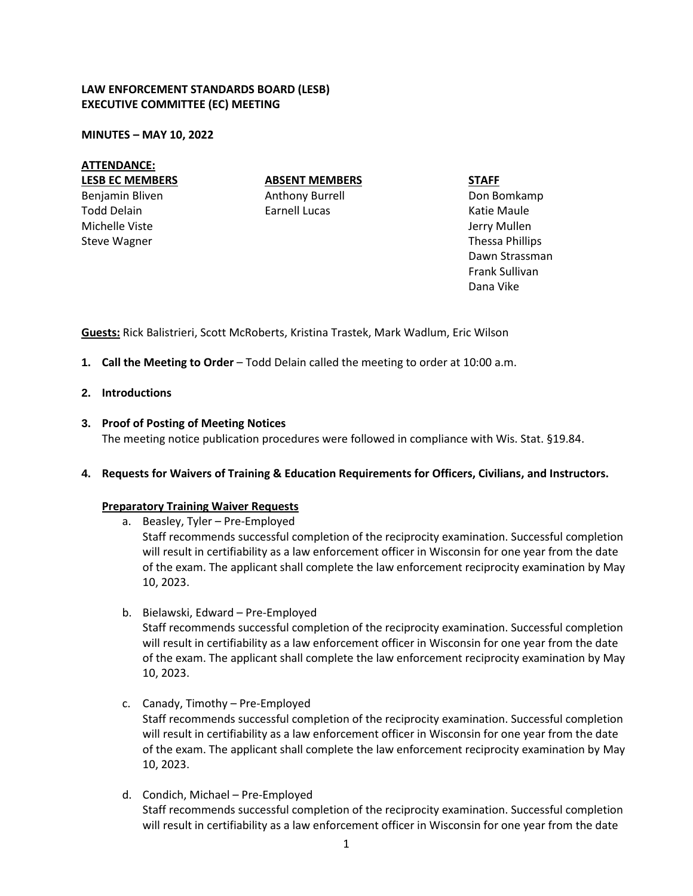**LAW ENFORCEMENT STANDARDS BOARD (LESB)**
**EXECUTIVE COMMITTEE (EC) MEETING**

**MINUTES – MAY 10, 2022**

**ATTENDANCE:**

| **LESB EC MEMBERS** | **ABSENT MEMBERS** | **STAFF** |
|---|---|---|
| Benjamin Bliven | Anthony Burrell | Don Bomkamp |
| Todd Delain | Earnell Lucas | Katie Maule |
| Michelle Viste | | Jerry Mullen |
| Steve Wagner | | Thessa Phillips |
| | | Dawn Strassman |
| | | Frank Sullivan |
| | | Dana Vike |

**Guests:** Rick Balistrieri, Scott McRoberts, Kristina Trastek, Mark Wadlum, Eric Wilson

1. **Call the Meeting to Order** – Todd Delain called the meeting to order at 10:00 a.m.

2. **Introductions**

3. **Proof of Posting of Meeting Notices**
   The meeting notice publication procedures were followed in compliance with Wis. Stat. §19.84.

4. **Requests for Waivers of Training & Education Requirements for Officers, Civilians, and Instructors.**

   **Preparatory Training Waiver Requests**

   a. Beasley, Tyler – Pre-Employed
   Staff recommends successful completion of the reciprocity examination. Successful completion will result in certifiability as a law enforcement officer in Wisconsin for one year from the date of the exam. The applicant shall complete the law enforcement reciprocity examination by May 10, 2023.

   b. Bielawski, Edward – Pre-Employed
   Staff recommends successful completion of the reciprocity examination. Successful completion will result in certifiability as a law enforcement officer in Wisconsin for one year from the date of the exam. The applicant shall complete the law enforcement reciprocity examination by May 10, 2023.

   c. Canady, Timothy – Pre-Employed
   Staff recommends successful completion of the reciprocity examination. Successful completion will result in certifiability as a law enforcement officer in Wisconsin for one year from the date of the exam. The applicant shall complete the law enforcement reciprocity examination by May 10, 2023.

   d. Condich, Michael – Pre-Employed
   Staff recommends successful completion of the reciprocity examination. Successful completion will result in certifiability as a law enforcement officer in Wisconsin for one year from the date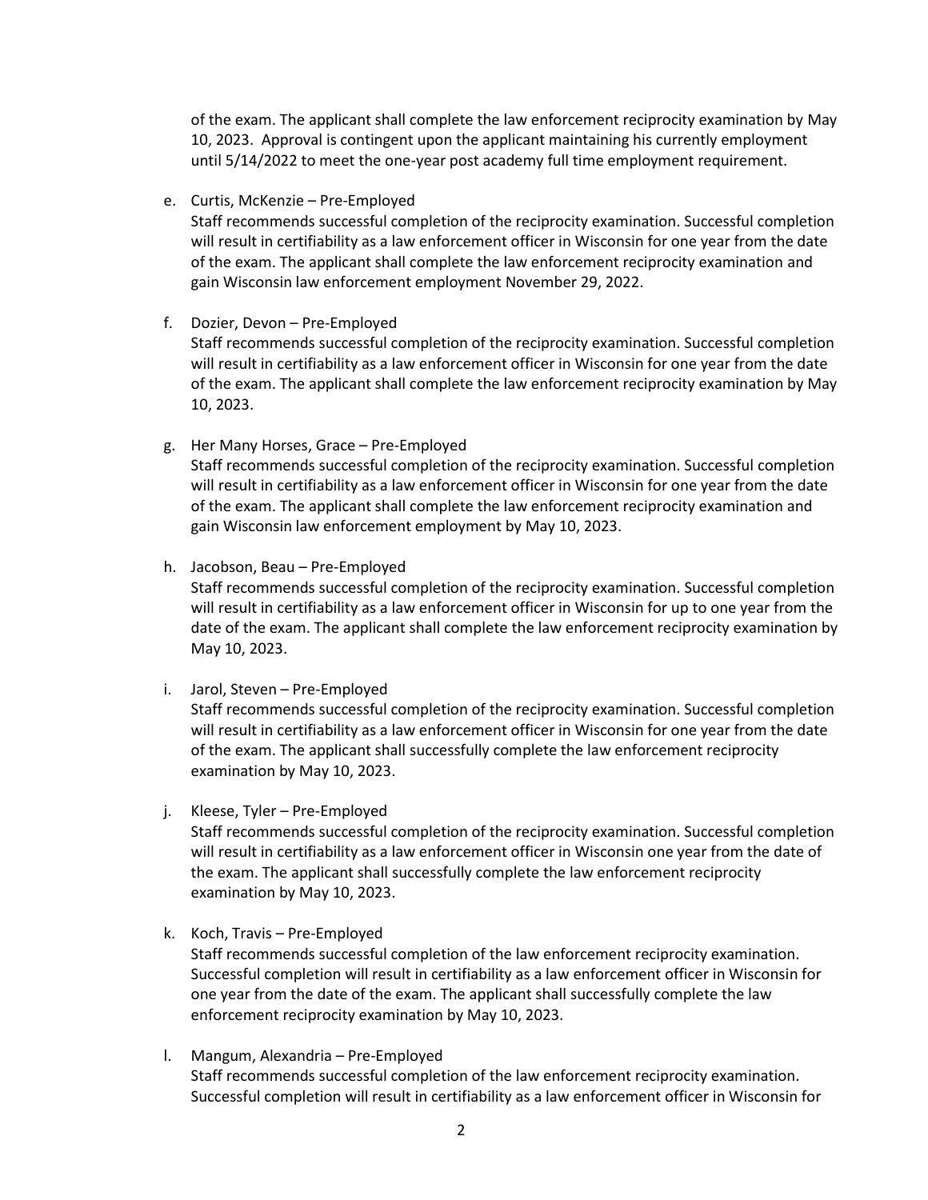of the exam. The applicant shall complete the law enforcement reciprocity examination by May 10, 2023. Approval is contingent upon the applicant maintaining his currently employment until 5/14/2022 to meet the one-year post academy full time employment requirement.

e. Curtis, McKenzie – Pre-Employed
   Staff recommends successful completion of the reciprocity examination. Successful completion will result in certifiability as a law enforcement officer in Wisconsin for one year from the date of the exam. The applicant shall complete the law enforcement reciprocity examination and gain Wisconsin law enforcement employment November 29, 2022.

f. Dozier, Devon – Pre-Employed
   Staff recommends successful completion of the reciprocity examination. Successful completion will result in certifiability as a law enforcement officer in Wisconsin for one year from the date of the exam. The applicant shall complete the law enforcement reciprocity examination by May 10, 2023.

g. Her Many Horses, Grace – Pre-Employed
   Staff recommends successful completion of the reciprocity examination. Successful completion will result in certifiability as a law enforcement officer in Wisconsin for one year from the date of the exam. The applicant shall complete the law enforcement reciprocity examination and gain Wisconsin law enforcement employment by May 10, 2023.

h. Jacobson, Beau – Pre-Employed
   Staff recommends successful completion of the reciprocity examination. Successful completion will result in certifiability as a law enforcement officer in Wisconsin for up to one year from the date of the exam. The applicant shall complete the law enforcement reciprocity examination by May 10, 2023.

i. Jarol, Steven – Pre-Employed
   Staff recommends successful completion of the reciprocity examination. Successful completion will result in certifiability as a law enforcement officer in Wisconsin for one year from the date of the exam. The applicant shall successfully complete the law enforcement reciprocity examination by May 10, 2023.

j. Kleese, Tyler – Pre-Employed
   Staff recommends successful completion of the reciprocity examination. Successful completion will result in certifiability as a law enforcement officer in Wisconsin one year from the date of the exam. The applicant shall successfully complete the law enforcement reciprocity examination by May 10, 2023.

k. Koch, Travis – Pre-Employed
   Staff recommends successful completion of the law enforcement reciprocity examination. Successful completion will result in certifiability as a law enforcement officer in Wisconsin for one year from the date of the exam. The applicant shall successfully complete the law enforcement reciprocity examination by May 10, 2023.

l. Mangum, Alexandria – Pre-Employed
   Staff recommends successful completion of the law enforcement reciprocity examination. Successful completion will result in certifiability as a law enforcement officer in Wisconsin for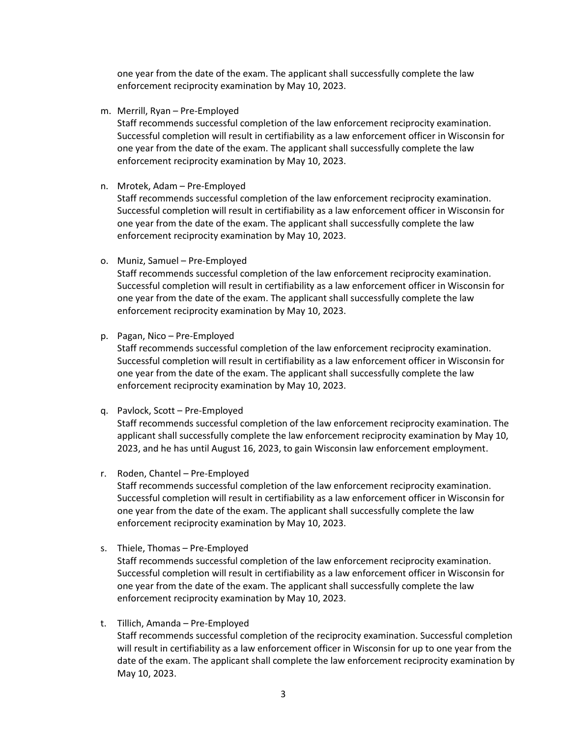one year from the date of the exam. The applicant shall successfully complete the law enforcement reciprocity examination by May 10, 2023.

m. Merrill, Ryan – Pre-Employed
   Staff recommends successful completion of the law enforcement reciprocity examination. Successful completion will result in certifiability as a law enforcement officer in Wisconsin for one year from the date of the exam. The applicant shall successfully complete the law enforcement reciprocity examination by May 10, 2023.

n. Mrotek, Adam – Pre-Employed
   Staff recommends successful completion of the law enforcement reciprocity examination. Successful completion will result in certifiability as a law enforcement officer in Wisconsin for one year from the date of the exam. The applicant shall successfully complete the law enforcement reciprocity examination by May 10, 2023.

o. Muniz, Samuel – Pre-Employed
   Staff recommends successful completion of the law enforcement reciprocity examination. Successful completion will result in certifiability as a law enforcement officer in Wisconsin for one year from the date of the exam. The applicant shall successfully complete the law enforcement reciprocity examination by May 10, 2023.

p. Pagan, Nico – Pre-Employed
   Staff recommends successful completion of the law enforcement reciprocity examination. Successful completion will result in certifiability as a law enforcement officer in Wisconsin for one year from the date of the exam. The applicant shall successfully complete the law enforcement reciprocity examination by May 10, 2023.

q. Pavlock, Scott – Pre-Employed
   Staff recommends successful completion of the law enforcement reciprocity examination. The applicant shall successfully complete the law enforcement reciprocity examination by May 10, 2023, and he has until August 16, 2023, to gain Wisconsin law enforcement employment.

r. Roden, Chantel – Pre-Employed
   Staff recommends successful completion of the law enforcement reciprocity examination. Successful completion will result in certifiability as a law enforcement officer in Wisconsin for one year from the date of the exam. The applicant shall successfully complete the law enforcement reciprocity examination by May 10, 2023.

s. Thiele, Thomas – Pre-Employed
   Staff recommends successful completion of the law enforcement reciprocity examination. Successful completion will result in certifiability as a law enforcement officer in Wisconsin for one year from the date of the exam. The applicant shall successfully complete the law enforcement reciprocity examination by May 10, 2023.

t. Tillich, Amanda – Pre-Employed
   Staff recommends successful completion of the reciprocity examination. Successful completion will result in certifiability as a law enforcement officer in Wisconsin for up to one year from the date of the exam. The applicant shall complete the law enforcement reciprocity examination by May 10, 2023.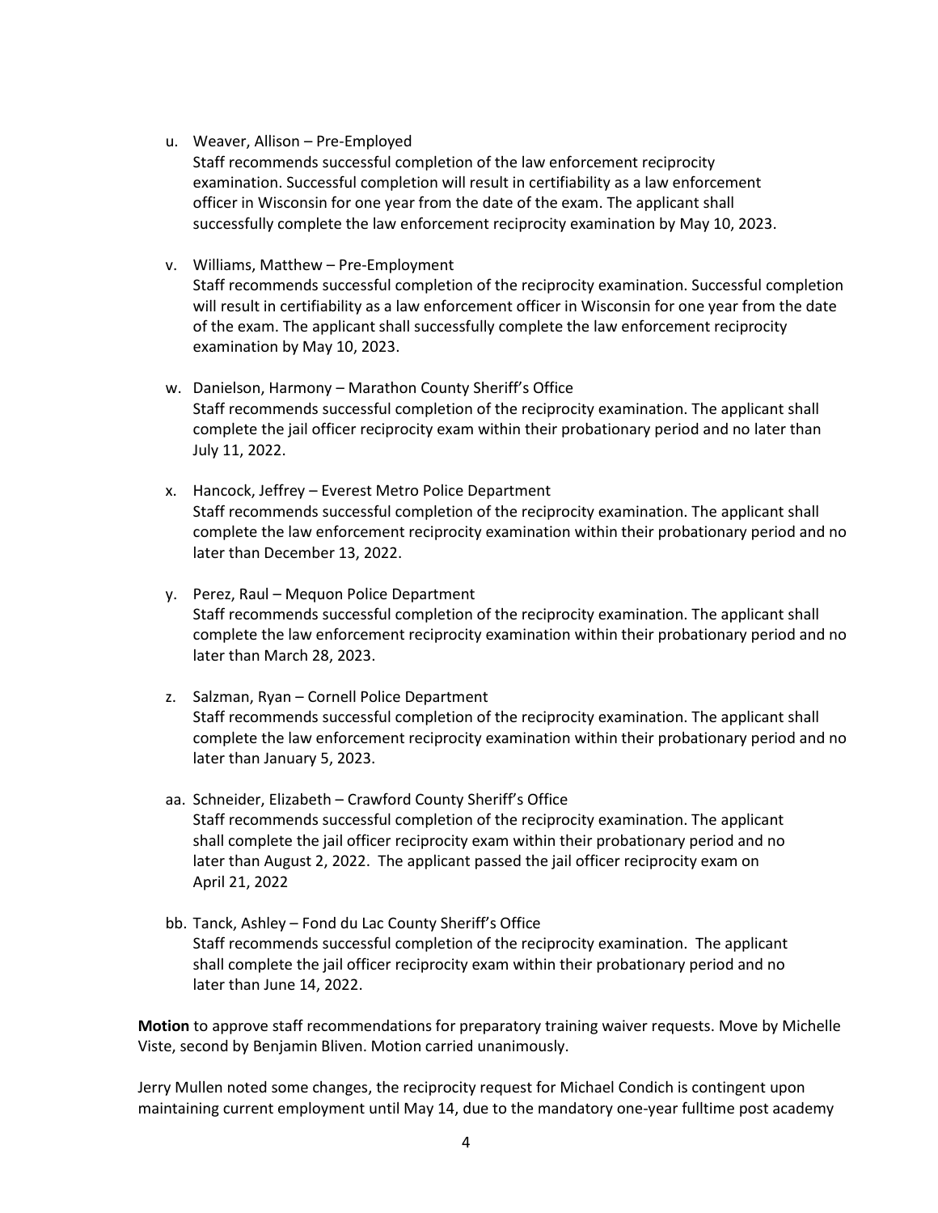u. Weaver, Allison – Pre-Employed
   Staff recommends successful completion of the law enforcement reciprocity examination. Successful completion will result in certifiability as a law enforcement officer in Wisconsin for one year from the date of the exam. The applicant shall successfully complete the law enforcement reciprocity examination by May 10, 2023.

v. Williams, Matthew – Pre-Employment
   Staff recommends successful completion of the reciprocity examination. Successful completion will result in certifiability as a law enforcement officer in Wisconsin for one year from the date of the exam. The applicant shall successfully complete the law enforcement reciprocity examination by May 10, 2023.

w. Danielson, Harmony – Marathon County Sheriff's Office
   Staff recommends successful completion of the reciprocity examination. The applicant shall complete the jail officer reciprocity exam within their probationary period and no later than July 11, 2022.

x. Hancock, Jeffrey – Everest Metro Police Department
   Staff recommends successful completion of the reciprocity examination. The applicant shall complete the law enforcement reciprocity examination within their probationary period and no later than December 13, 2022.

y. Perez, Raul – Mequon Police Department
   Staff recommends successful completion of the reciprocity examination. The applicant shall complete the law enforcement reciprocity examination within their probationary period and no later than March 28, 2023.

z. Salzman, Ryan – Cornell Police Department
   Staff recommends successful completion of the reciprocity examination. The applicant shall complete the law enforcement reciprocity examination within their probationary period and no later than January 5, 2023.

aa. Schneider, Elizabeth – Crawford County Sheriff's Office
   Staff recommends successful completion of the reciprocity examination. The applicant shall complete the jail officer reciprocity exam within their probationary period and no later than August 2, 2022. The applicant passed the jail officer reciprocity exam on April 21, 2022

bb. Tanck, Ashley – Fond du Lac County Sheriff's Office
   Staff recommends successful completion of the reciprocity examination. The applicant shall complete the jail officer reciprocity exam within their probationary period and no later than June 14, 2022.

**Motion** to approve staff recommendations for preparatory training waiver requests. Move by Michelle Viste, second by Benjamin Bliven. Motion carried unanimously.

Jerry Mullen noted some changes, the reciprocity request for Michael Condich is contingent upon maintaining current employment until May 14, due to the mandatory one-year fulltime post academy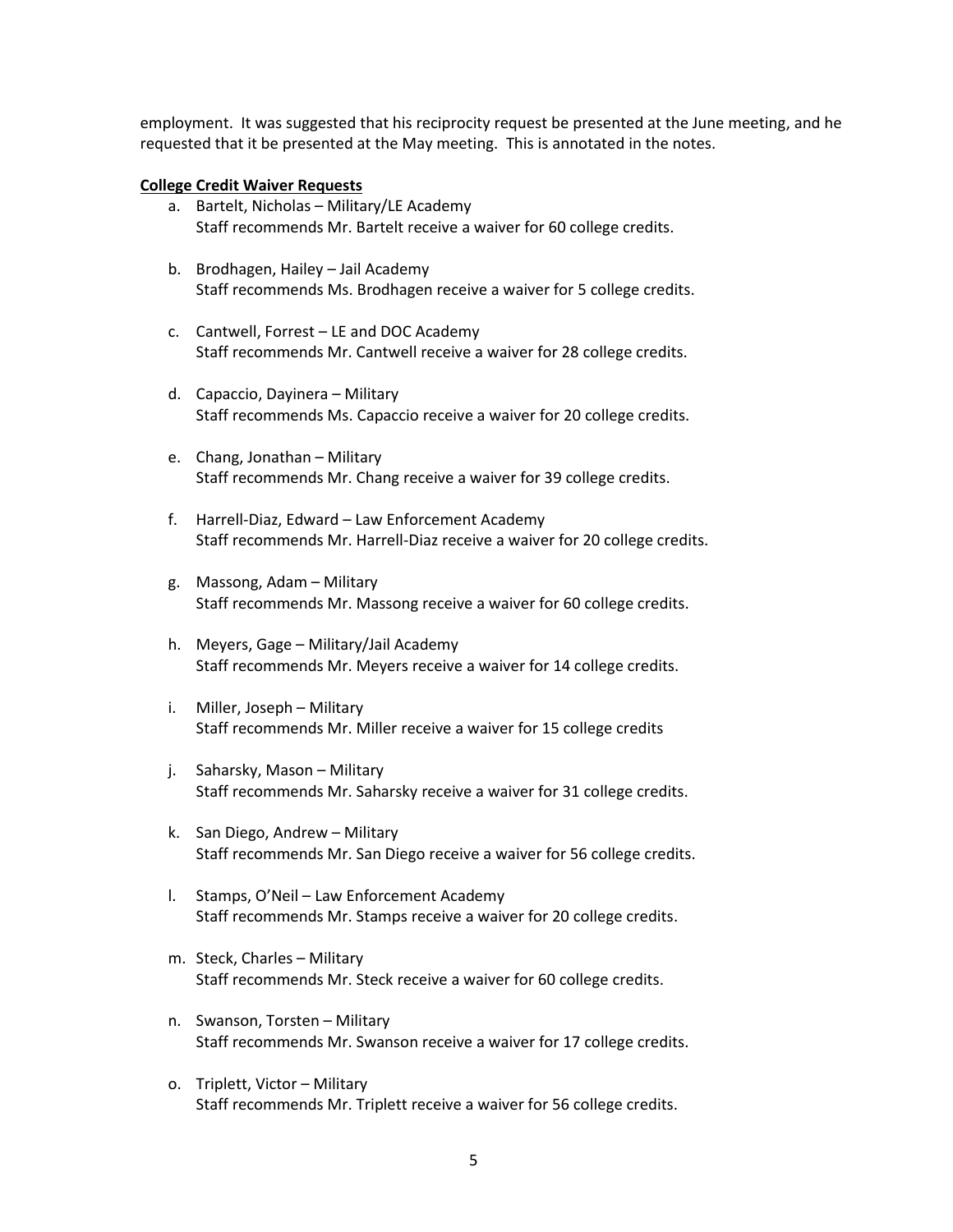employment. It was suggested that his reciprocity request be presented at the June meeting, and he requested that it be presented at the May meeting. This is annotated in the notes.

**College Credit Waiver Requests**

a. Bartelt, Nicholas – Military/LE Academy
   Staff recommends Mr. Bartelt receive a waiver for 60 college credits.

b. Brodhagen, Hailey – Jail Academy
   Staff recommends Ms. Brodhagen receive a waiver for 5 college credits.

c. Cantwell, Forrest – LE and DOC Academy
   Staff recommends Mr. Cantwell receive a waiver for 28 college credits.

d. Capaccio, Dayinera – Military
   Staff recommends Ms. Capaccio receive a waiver for 20 college credits.

e. Chang, Jonathan – Military
   Staff recommends Mr. Chang receive a waiver for 39 college credits.

f. Harrell-Diaz, Edward – Law Enforcement Academy
   Staff recommends Mr. Harrell-Diaz receive a waiver for 20 college credits.

g. Massong, Adam – Military
   Staff recommends Mr. Massong receive a waiver for 60 college credits.

h. Meyers, Gage – Military/Jail Academy
   Staff recommends Mr. Meyers receive a waiver for 14 college credits.

i. Miller, Joseph – Military
   Staff recommends Mr. Miller receive a waiver for 15 college credits

j. Saharsky, Mason – Military
   Staff recommends Mr. Saharsky receive a waiver for 31 college credits.

k. San Diego, Andrew – Military
   Staff recommends Mr. San Diego receive a waiver for 56 college credits.

l. Stamps, O'Neil – Law Enforcement Academy
   Staff recommends Mr. Stamps receive a waiver for 20 college credits.

m. Steck, Charles – Military
   Staff recommends Mr. Steck receive a waiver for 60 college credits.

n. Swanson, Torsten – Military
   Staff recommends Mr. Swanson receive a waiver for 17 college credits.

o. Triplett, Victor – Military
   Staff recommends Mr. Triplett receive a waiver for 56 college credits.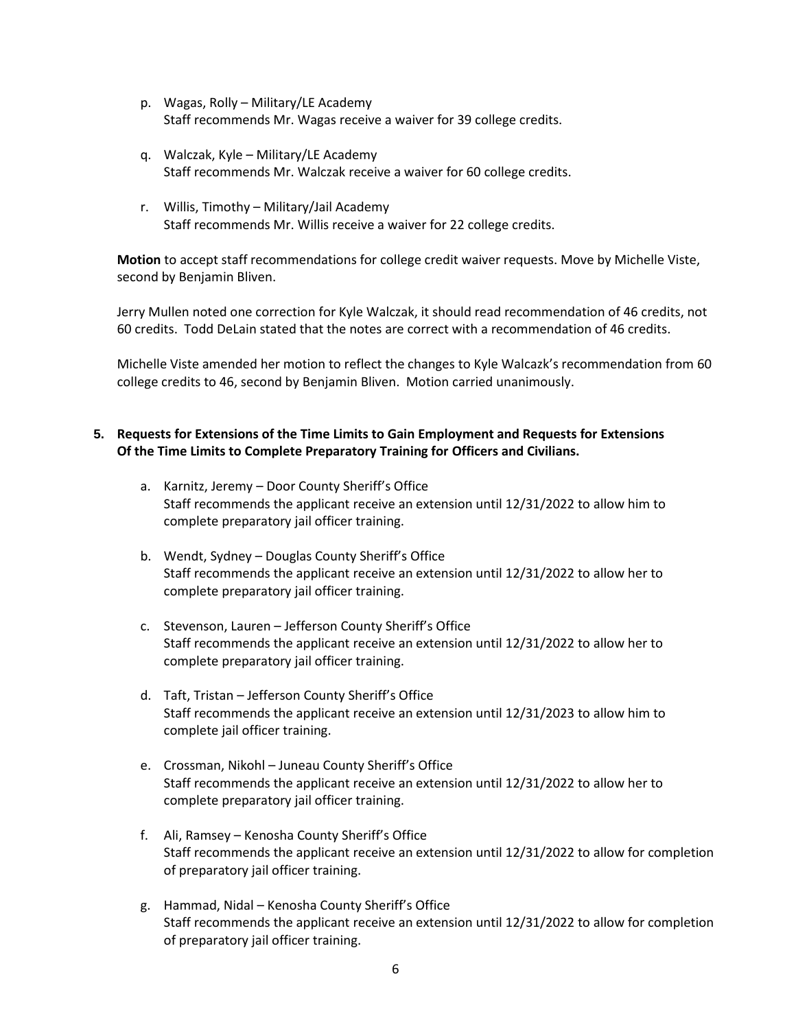p. Wagas, Rolly – Military/LE Academy
   Staff recommends Mr. Wagas receive a waiver for 39 college credits.

q. Walczak, Kyle – Military/LE Academy
   Staff recommends Mr. Walczak receive a waiver for 60 college credits.

r. Willis, Timothy – Military/Jail Academy
   Staff recommends Mr. Willis receive a waiver for 22 college credits.

**Motion** to accept staff recommendations for college credit waiver requests. Move by Michelle Viste, second by Benjamin Bliven.

Jerry Mullen noted one correction for Kyle Walczak, it should read recommendation of 46 credits, not 60 credits. Todd DeLain stated that the notes are correct with a recommendation of 46 credits.

Michelle Viste amended her motion to reflect the changes to Kyle Walcazk's recommendation from 60 college credits to 46, second by Benjamin Bliven. Motion carried unanimously.

**5. Requests for Extensions of the Time Limits to Gain Employment and Requests for Extensions Of the Time Limits to Complete Preparatory Training for Officers and Civilians.**

a. Karnitz, Jeremy – Door County Sheriff's Office
   Staff recommends the applicant receive an extension until 12/31/2022 to allow him to complete preparatory jail officer training.

b. Wendt, Sydney – Douglas County Sheriff's Office
   Staff recommends the applicant receive an extension until 12/31/2022 to allow her to complete preparatory jail officer training.

c. Stevenson, Lauren – Jefferson County Sheriff's Office
   Staff recommends the applicant receive an extension until 12/31/2022 to allow her to complete preparatory jail officer training.

d. Taft, Tristan – Jefferson County Sheriff's Office
   Staff recommends the applicant receive an extension until 12/31/2023 to allow him to complete jail officer training.

e. Crossman, Nikohl – Juneau County Sheriff's Office
   Staff recommends the applicant receive an extension until 12/31/2022 to allow her to complete preparatory jail officer training.

f. Ali, Ramsey – Kenosha County Sheriff's Office
   Staff recommends the applicant receive an extension until 12/31/2022 to allow for completion of preparatory jail officer training.

g. Hammad, Nidal – Kenosha County Sheriff's Office
   Staff recommends the applicant receive an extension until 12/31/2022 to allow for completion of preparatory jail officer training.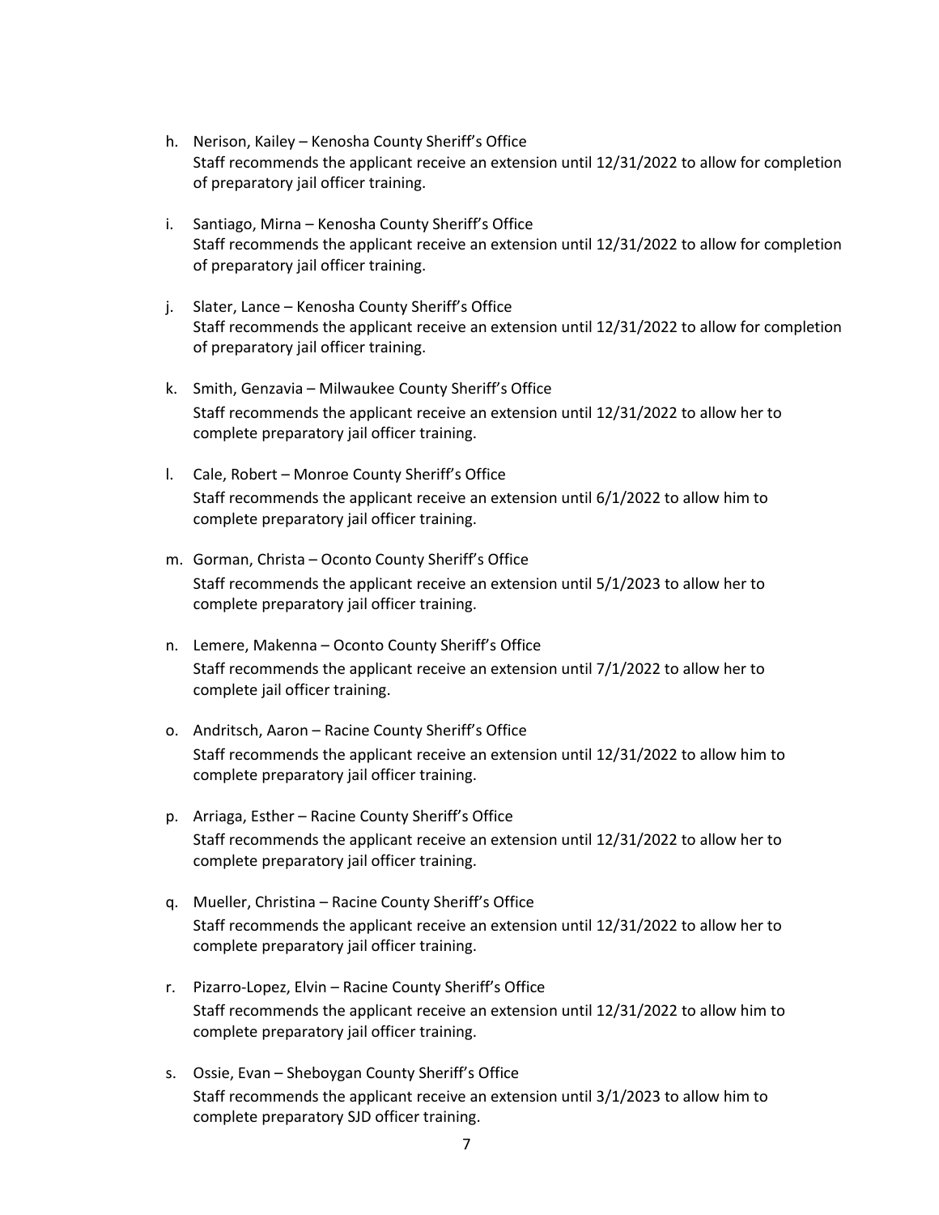h. Nerison, Kailey – Kenosha County Sheriff's Office
   Staff recommends the applicant receive an extension until 12/31/2022 to allow for completion of preparatory jail officer training.

i. Santiago, Mirna – Kenosha County Sheriff's Office
   Staff recommends the applicant receive an extension until 12/31/2022 to allow for completion of preparatory jail officer training.

j. Slater, Lance – Kenosha County Sheriff's Office
   Staff recommends the applicant receive an extension until 12/31/2022 to allow for completion of preparatory jail officer training.

k. Smith, Genzavia – Milwaukee County Sheriff's Office
   Staff recommends the applicant receive an extension until 12/31/2022 to allow her to complete preparatory jail officer training.

l. Cale, Robert – Monroe County Sheriff's Office
   Staff recommends the applicant receive an extension until 6/1/2022 to allow him to complete preparatory jail officer training.

m. Gorman, Christa – Oconto County Sheriff's Office
   Staff recommends the applicant receive an extension until 5/1/2023 to allow her to complete preparatory jail officer training.

n. Lemere, Makenna – Oconto County Sheriff's Office
   Staff recommends the applicant receive an extension until 7/1/2022 to allow her to complete jail officer training.

o. Andritsch, Aaron – Racine County Sheriff's Office
   Staff recommends the applicant receive an extension until 12/31/2022 to allow him to complete preparatory jail officer training.

p. Arriaga, Esther – Racine County Sheriff's Office
   Staff recommends the applicant receive an extension until 12/31/2022 to allow her to complete preparatory jail officer training.

q. Mueller, Christina – Racine County Sheriff's Office
   Staff recommends the applicant receive an extension until 12/31/2022 to allow her to complete preparatory jail officer training.

r. Pizarro-Lopez, Elvin – Racine County Sheriff's Office
   Staff recommends the applicant receive an extension until 12/31/2022 to allow him to complete preparatory jail officer training.

s. Ossie, Evan – Sheboygan County Sheriff's Office
   Staff recommends the applicant receive an extension until 3/1/2023 to allow him to complete preparatory SJD officer training.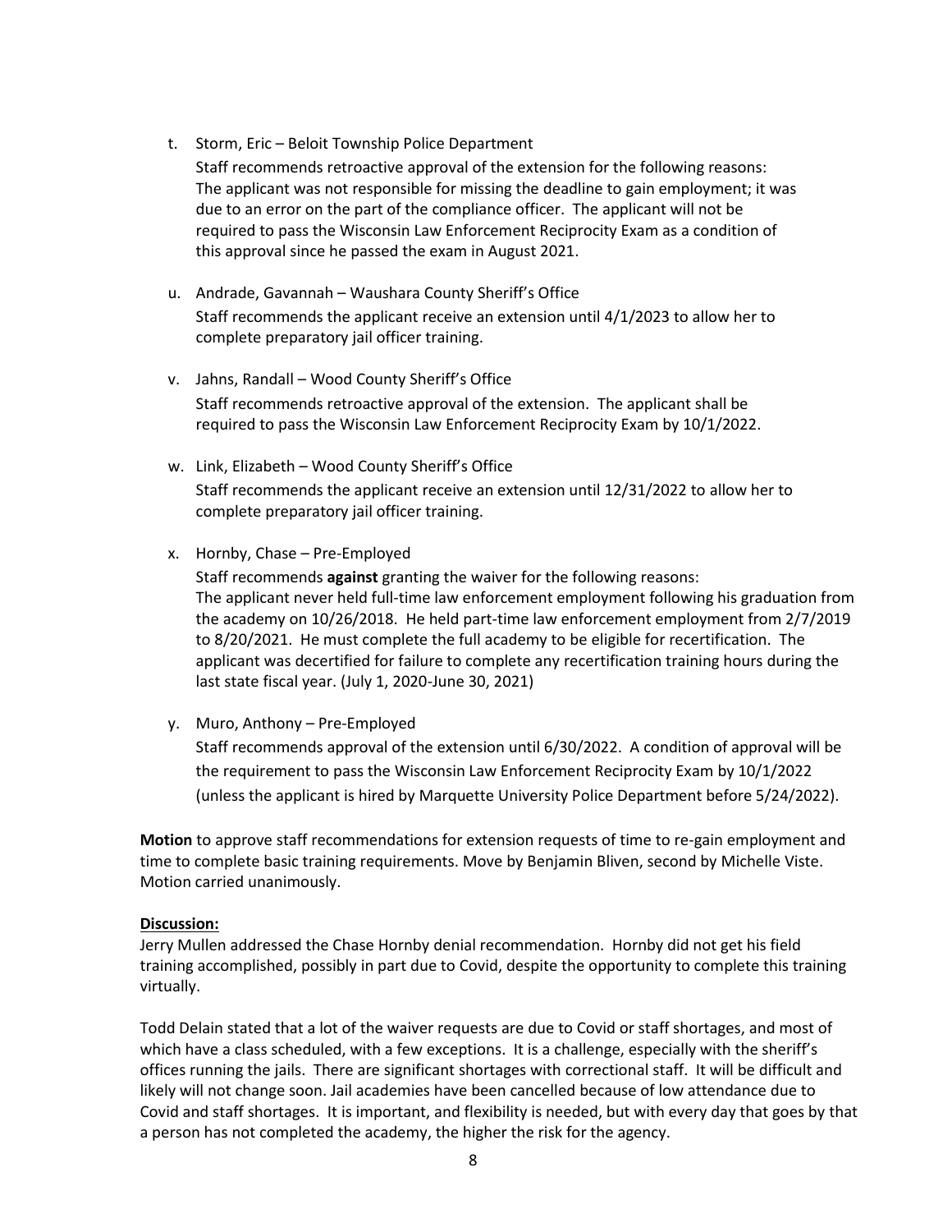t. Storm, Eric – Beloit Township Police Department

   Staff recommends retroactive approval of the extension for the following reasons: The applicant was not responsible for missing the deadline to gain employment; it was due to an error on the part of the compliance officer. The applicant will not be required to pass the Wisconsin Law Enforcement Reciprocity Exam as a condition of this approval since he passed the exam in August 2021.

u. Andrade, Gavannah – Waushara County Sheriff's Office

   Staff recommends the applicant receive an extension until 4/1/2023 to allow her to complete preparatory jail officer training.

v. Jahns, Randall – Wood County Sheriff's Office

   Staff recommends retroactive approval of the extension. The applicant shall be required to pass the Wisconsin Law Enforcement Reciprocity Exam by 10/1/2022.

w. Link, Elizabeth – Wood County Sheriff's Office

   Staff recommends the applicant receive an extension until 12/31/2022 to allow her to complete preparatory jail officer training.

x. Hornby, Chase – Pre-Employed

   Staff recommends **against** granting the waiver for the following reasons: The applicant never held full-time law enforcement employment following his graduation from the academy on 10/26/2018. He held part-time law enforcement employment from 2/7/2019 to 8/20/2021. He must complete the full academy to be eligible for recertification. The applicant was decertified for failure to complete any recertification training hours during the last state fiscal year. (July 1, 2020-June 30, 2021)

y. Muro, Anthony – Pre-Employed

   Staff recommends approval of the extension until 6/30/2022. A condition of approval will be the requirement to pass the Wisconsin Law Enforcement Reciprocity Exam by 10/1/2022 (unless the applicant is hired by Marquette University Police Department before 5/24/2022).

**Motion** to approve staff recommendations for extension requests of time to re-gain employment and time to complete basic training requirements. Move by Benjamin Bliven, second by Michelle Viste. Motion carried unanimously.

**Discussion:**

Jerry Mullen addressed the Chase Hornby denial recommendation. Hornby did not get his field training accomplished, possibly in part due to Covid, despite the opportunity to complete this training virtually.

Todd Delain stated that a lot of the waiver requests are due to Covid or staff shortages, and most of which have a class scheduled, with a few exceptions. It is a challenge, especially with the sheriff's offices running the jails. There are significant shortages with correctional staff. It will be difficult and likely will not change soon. Jail academies have been cancelled because of low attendance due to Covid and staff shortages. It is important, and flexibility is needed, but with every day that goes by that a person has not completed the academy, the higher the risk for the agency.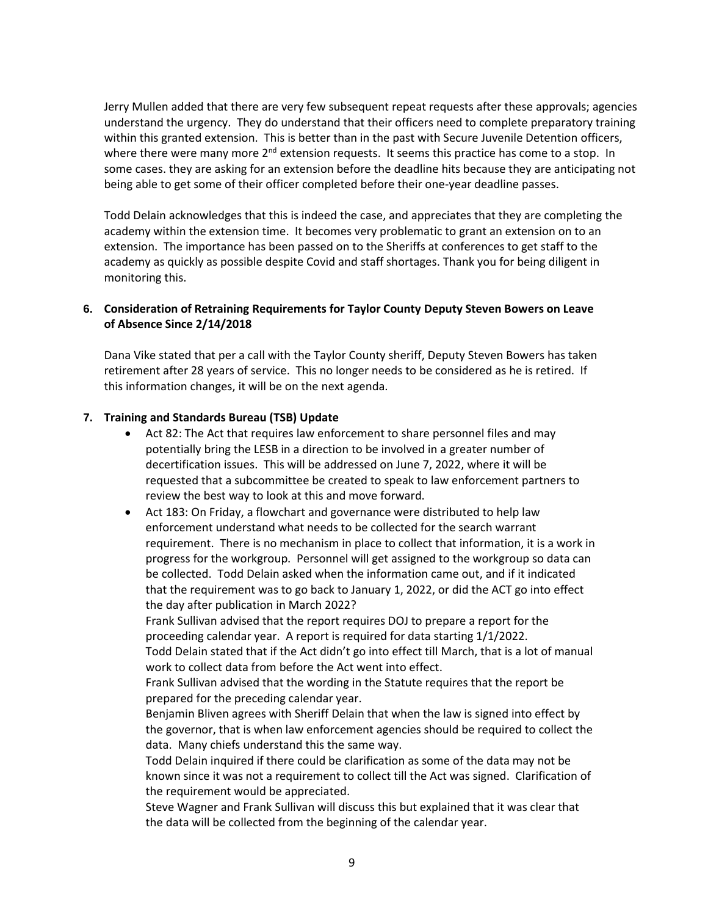Jerry Mullen added that there are very few subsequent repeat requests after these approvals; agencies understand the urgency. They do understand that their officers need to complete preparatory training within this granted extension. This is better than in the past with Secure Juvenile Detention officers, where there were many more 2nd extension requests. It seems this practice has come to a stop. In some cases. they are asking for an extension before the deadline hits because they are anticipating not being able to get some of their officer completed before their one-year deadline passes.

Todd Delain acknowledges that this is indeed the case, and appreciates that they are completing the academy within the extension time. It becomes very problematic to grant an extension on to an extension. The importance has been passed on to the Sheriffs at conferences to get staff to the academy as quickly as possible despite Covid and staff shortages. Thank you for being diligent in monitoring this.

**6. Consideration of Retraining Requirements for Taylor County Deputy Steven Bowers on Leave of Absence Since 2/14/2018**

Dana Vike stated that per a call with the Taylor County sheriff, Deputy Steven Bowers has taken retirement after 28 years of service. This no longer needs to be considered as he is retired. If this information changes, it will be on the next agenda.

**7. Training and Standards Bureau (TSB) Update**

- Act 82: The Act that requires law enforcement to share personnel files and may potentially bring the LESB in a direction to be involved in a greater number of decertification issues. This will be addressed on June 7, 2022, where it will be requested that a subcommittee be created to speak to law enforcement partners to review the best way to look at this and move forward.
- Act 183: On Friday, a flowchart and governance were distributed to help law enforcement understand what needs to be collected for the search warrant requirement. There is no mechanism in place to collect that information, it is a work in progress for the workgroup. Personnel will get assigned to the workgroup so data can be collected. Todd Delain asked when the information came out, and if it indicated that the requirement was to go back to January 1, 2022, or did the ACT go into effect the day after publication in March 2022?

  Frank Sullivan advised that the report requires DOJ to prepare a report for the proceeding calendar year. A report is required for data starting 1/1/2022.

  Todd Delain stated that if the Act didn't go into effect till March, that is a lot of manual work to collect data from before the Act went into effect.

  Frank Sullivan advised that the wording in the Statute requires that the report be prepared for the preceding calendar year.

  Benjamin Bliven agrees with Sheriff Delain that when the law is signed into effect by the governor, that is when law enforcement agencies should be required to collect the data. Many chiefs understand this the same way.

  Todd Delain inquired if there could be clarification as some of the data may not be known since it was not a requirement to collect till the Act was signed. Clarification of the requirement would be appreciated.

  Steve Wagner and Frank Sullivan will discuss this but explained that it was clear that the data will be collected from the beginning of the calendar year.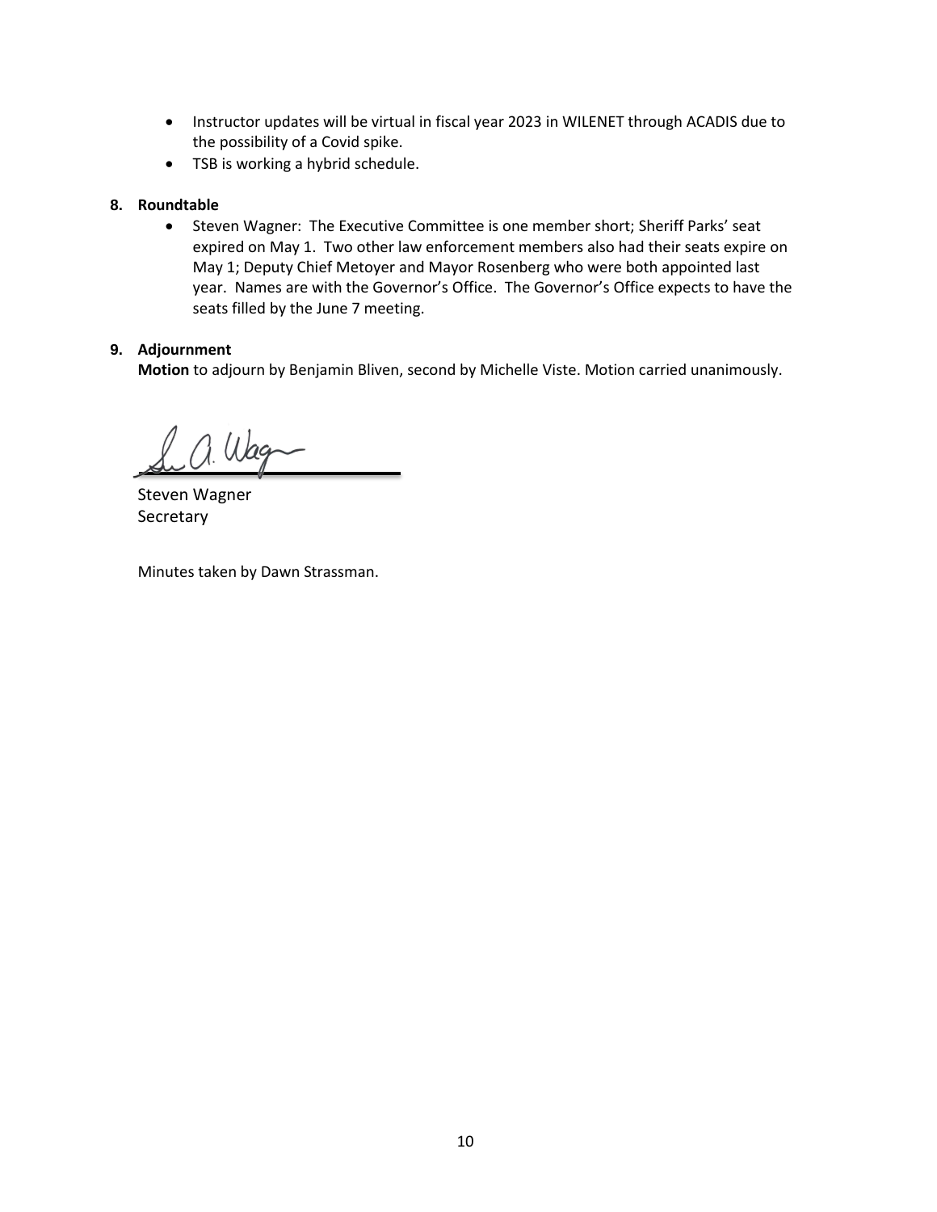- Instructor updates will be virtual in fiscal year 2023 in WILENET through ACADIS due to the possibility of a Covid spike.
- TSB is working a hybrid schedule.

**8. Roundtable**

- Steven Wagner: The Executive Committee is one member short; Sheriff Parks' seat expired on May 1. Two other law enforcement members also had their seats expire on May 1; Deputy Chief Metoyer and Mayor Rosenberg who were both appointed last year. Names are with the Governor's Office. The Governor's Office expects to have the seats filled by the June 7 meeting.

**9. Adjournment**

**Motion** to adjourn by Benjamin Bliven, second by Michelle Viste. Motion carried unanimously.

Steven Wagner
Secretary

Minutes taken by Dawn Strassman.